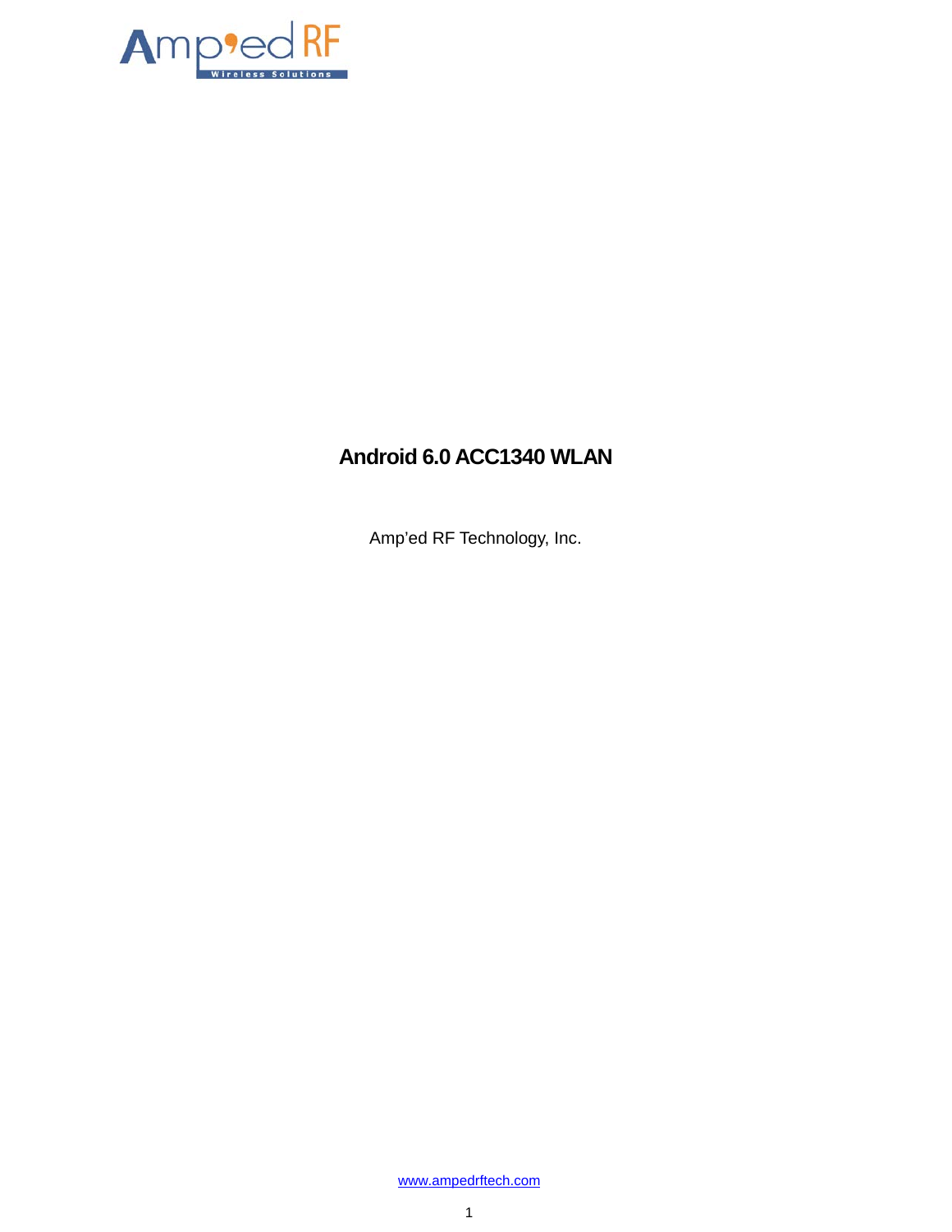# Android 6.0 ACC1340 WLAN

Amp'ed RF Technology, Inc.

www.ampedrftech.com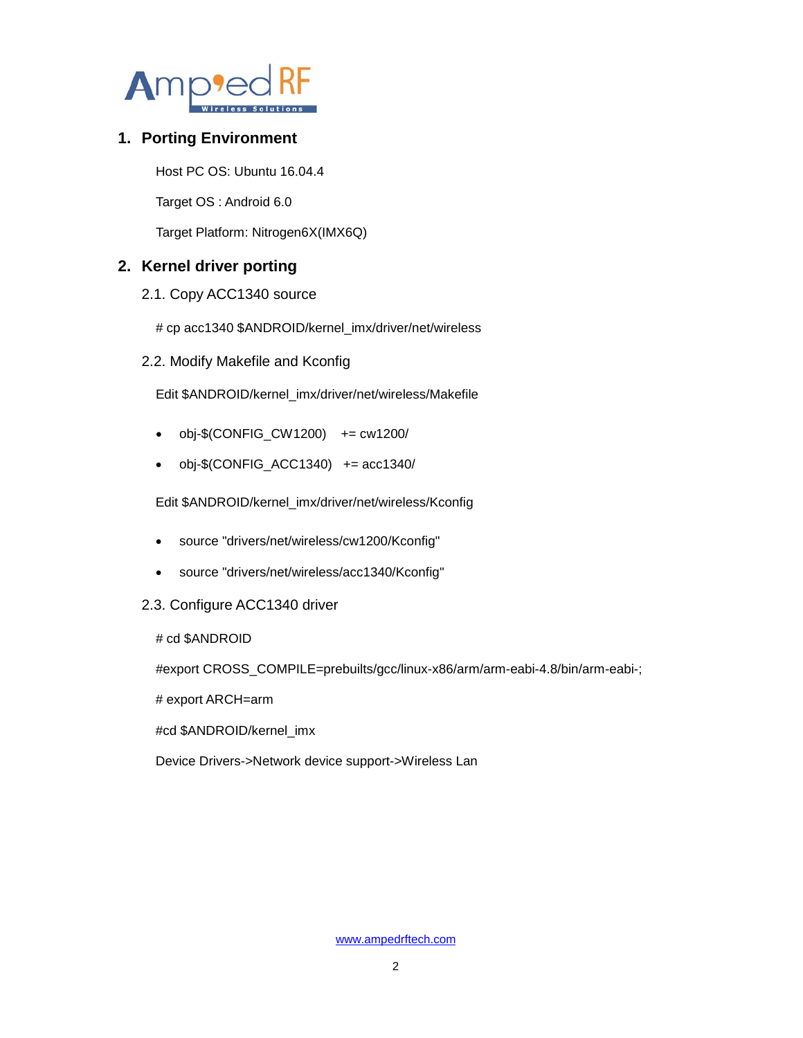## 1. Porting Environment

Host PC OS: Ubuntu 16.04.4

Target OS : Android 6.0

Target Platform: Nitrogen6X(IMX6Q)

## 2. Kernel driver porting

### 2.1. Copy ACC1340 source

# cp acc1340 $ANDROID/kernel_imx/driver/net/wireless

### 2.2. Modify Makefile and Kconfig

Edit $ANDROID/kernel_imx/driver/net/wireless/Makefile

- obj-$(CONFIG_CW1200) += cw1200/
- obj-$(CONFIG_ACC1340) += acc1340/

Edit $ANDROID/kernel_imx/driver/net/wireless/Kconfig

- source "drivers/net/wireless/cw1200/Kconfig"
- source "drivers/net/wireless/acc1340/Kconfig"

### 2.3. Configure ACC1340 driver

# cd $ANDROID

#export CROSS_COMPILE=prebuilts/gcc/linux-x86/arm/arm-eabi-4.8/bin/arm-eabi-;

# export ARCH=arm

#cd $ANDROID/kernel_imx

Device Drivers->Network device support->Wireless Lan

www.ampedrftech.com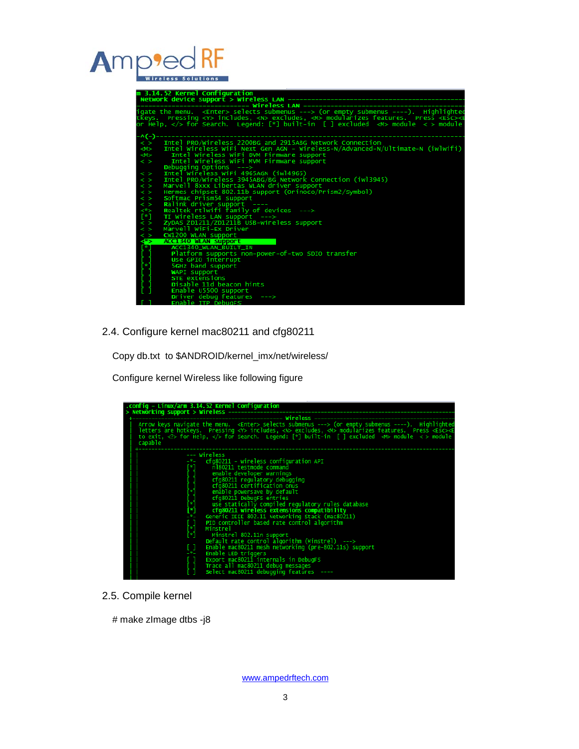```
m 3.14.52 Kernel Configuration
 Network device support > Wireless LAN ---------------------------------------
 ---------------------------- Wireless LAN ----------------------------------
igate the menu.  <Enter> selects submenus ---> (or empty submenus ----).  Highlighted
tkeys.  Pressing <Y> includes, <N> excludes, <M> modularizes features.  Press <Esc><E
or Help, </> for Search.  Legend: [*] built-in  [ ] excluded  <M> module  < > module

-^(-)-----------------------------------------------------------------------
 < >   Intel PRO/Wireless 2200BG and 2915ABG Network Connection
 <M>   Intel Wireless WiFi Next Gen AGN - Wireless-N/Advanced-N/Ultimate-N (iwlwifi)
 <M>     Intel Wireless WiFi DVM Firmware support
 < >     Intel Wireless WiFi MVM Firmware support
       Debugging Options  --->
 < >   Intel Wireless WiFi 4965AGN (iwl4965)
 < >   Intel PRO/Wireless 3945ABG/BG Network Connection (iwl3945)
 < >   Marvell 8xxx Libertas WLAN driver support
 < >   Hermes chipset 802.11b support (Orinoco/Prism2/Symbol)
 < >   Softmac Prism54 support
 < >   Ralink driver support  ----
 <*>   Realtek rtlwifi family of devices  --->
 [*]   TI Wireless LAN support  --->
 < >   ZyDAS ZD1211/ZD1211B USB-wireless support
 < >   Marvell WiFi-Ex Driver
 < >   CW1200 WLAN support
 <*>   ACC1340 WLAN support
 [*]     ACC1340_WLAN_BUILT_IN
 [ ]     Platform supports non-power-of-two SDIO transfer
 [ ]     Use GPIO interrupt
 [*]     5GHz band support
 [ ]     WAPI support
 [ ]     STE extensions
 [ ]     Disable 11d beacon hints
 [ ]     Enable U5500 support
         Driver debug features  --->
 [ ]     Enable ITP DebugFS
```

## 2.4. Configure kernel mac80211 and cfg80211

Copy db.txt  to $ANDROID/kernel_imx/net/wireless/

Configure kernel Wireless like following figure

```
.config - Linux/arm 3.14.52 Kernel Configuration
> Networking support > Wireless ---------------------------------------------
 +--------------------------------- Wireless --------------------------------
 |  Arrow keys navigate the menu.  <Enter> selects submenus ---> (or empty submenus ----).  Highlighted
 |  letters are hotkeys.  Pressing <Y> includes, <N> excludes, <M> modularizes features.  Press <Esc><E
 |  to exit, <?> for Help, </> for Search.  Legend: [*] built-in  [ ] excluded  <M> module  < > module
 |  capable
 +---------------------------------------------------------------------------
 |          --- Wireless
 |          -*-   cfg80211 - wireless configuration API
 |          [*]     nl80211 testmode command
 |          [ ]     enable developer warnings
 |          [ ]     cfg80211 regulatory debugging
 |          [ ]     cfg80211 certification onus
 |          [*]     enable powersave by default
 |          [ ]     cfg80211 DebugFS entries
 |          [*]     use statically compiled regulatory rules database
 |          [*]     cfg80211 wireless extensions compatibility
 |          -*-   Generic IEEE 802.11 Networking Stack (mac80211)
 |          [ ]   PID controller based rate control algorithm
 |          [*]   Minstrel
 |          [*]     Minstrel 802.11n support
 |                Default rate control algorithm (Minstrel)  --->
 |          [ ]   Enable mac80211 mesh networking (pre-802.11s) support
 |          -*-   Enable LED triggers
 |          [ ]   Export mac80211 internals in DebugFS
 |          [ ]   Trace all mac80211 debug messages
 |          [ ]   Select mac80211 debugging features  ----
```

## 2.5. Compile kernel

# make zImage dtbs -j8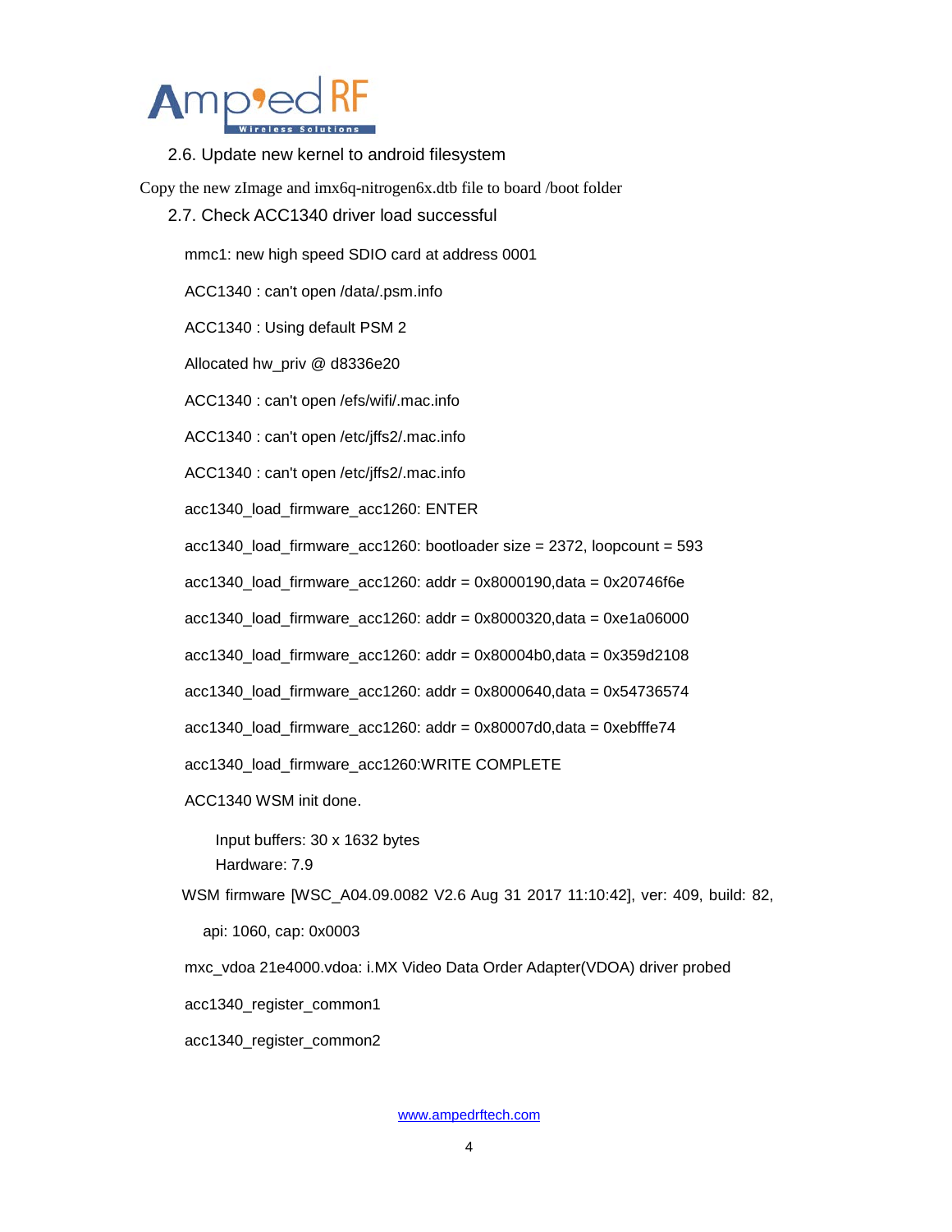### 2.6. Update new kernel to android filesystem

Copy the new zImage and imx6q-nitrogen6x.dtb file to board /boot folder

### 2.7. Check ACC1340 driver load successful

```
mmc1: new high speed SDIO card at address 0001

ACC1340 : can't open /data/.psm.info

ACC1340 : Using default PSM 2

Allocated hw_priv @ d8336e20

ACC1340 : can't open /efs/wifi/.mac.info

ACC1340 : can't open /etc/jffs2/.mac.info

ACC1340 : can't open /etc/jffs2/.mac.info

acc1340_load_firmware_acc1260: ENTER

acc1340_load_firmware_acc1260: bootloader size = 2372, loopcount = 593

acc1340_load_firmware_acc1260: addr = 0x8000190,data = 0x20746f6e

acc1340_load_firmware_acc1260: addr = 0x8000320,data = 0xe1a06000

acc1340_load_firmware_acc1260: addr = 0x80004b0,data = 0x359d2108

acc1340_load_firmware_acc1260: addr = 0x8000640,data = 0x54736574

acc1340_load_firmware_acc1260: addr = 0x80007d0,data = 0xebfffe74

acc1340_load_firmware_acc1260:WRITE COMPLETE

ACC1340 WSM init done.

    Input buffers: 30 x 1632 bytes
    Hardware: 7.9

WSM firmware [WSC_A04.09.0082 V2.6 Aug 31 2017 11:10:42], ver: 409, build: 82,

  api: 1060, cap: 0x0003

mxc_vdoa 21e4000.vdoa: i.MX Video Data Order Adapter(VDOA) driver probed

acc1340_register_common1

acc1340_register_common2
```

www.ampedrftech.com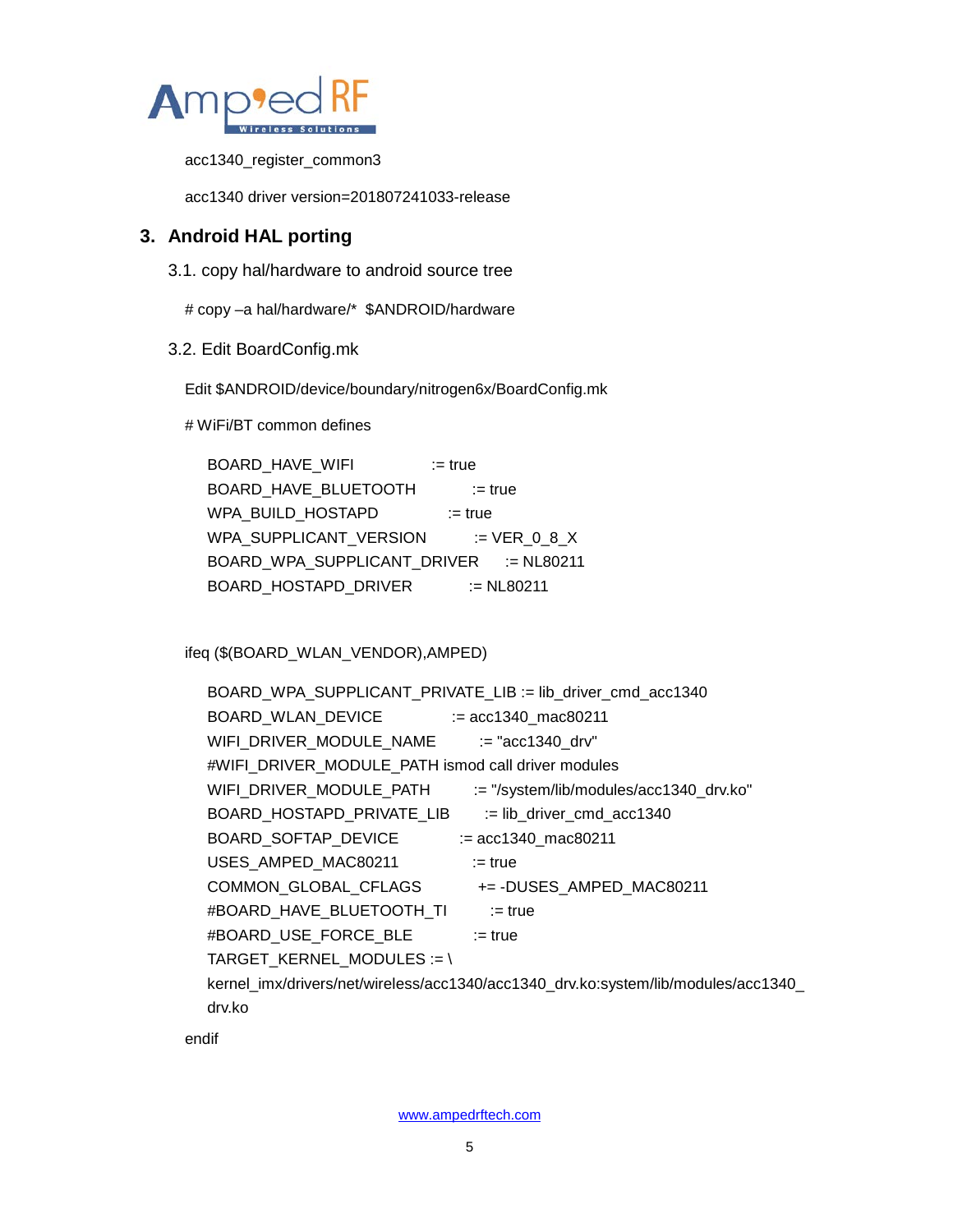acc1340_register_common3

acc1340 driver version=201807241033-release

## 3. Android HAL porting

### 3.1. copy hal/hardware to android source tree

# copy –a hal/hardware/* $ANDROID/hardware

### 3.2. Edit BoardConfig.mk

Edit $ANDROID/device/boundary/nitrogen6x/BoardConfig.mk

```
# WiFi/BT common defines

    BOARD_HAVE_WIFI                 := true
    BOARD_HAVE_BLUETOOTH            := true
    WPA_BUILD_HOSTAPD               := true
    WPA_SUPPLICANT_VERSION          := VER_0_8_X
    BOARD_WPA_SUPPLICANT_DRIVER     := NL80211
    BOARD_HOSTAPD_DRIVER            := NL80211


ifeq ($(BOARD_WLAN_VENDOR),AMPED)

    BOARD_WPA_SUPPLICANT_PRIVATE_LIB := lib_driver_cmd_acc1340
    BOARD_WLAN_DEVICE               := acc1340_mac80211
    WIFI_DRIVER_MODULE_NAME         := "acc1340_drv"
    #WIFI_DRIVER_MODULE_PATH ismod call driver modules
    WIFI_DRIVER_MODULE_PATH         := "/system/lib/modules/acc1340_drv.ko"
    BOARD_HOSTAPD_PRIVATE_LIB       := lib_driver_cmd_acc1340
    BOARD_SOFTAP_DEVICE             := acc1340_mac80211
    USES_AMPED_MAC80211             := true
    COMMON_GLOBAL_CFLAGS            += -DUSES_AMPED_MAC80211
    #BOARD_HAVE_BLUETOOTH_TI        := true
    #BOARD_USE_FORCE_BLE            := true
    TARGET_KERNEL_MODULES := \
    kernel_imx/drivers/net/wireless/acc1340/acc1340_drv.ko:system/lib/modules/acc1340_drv.ko

endif
```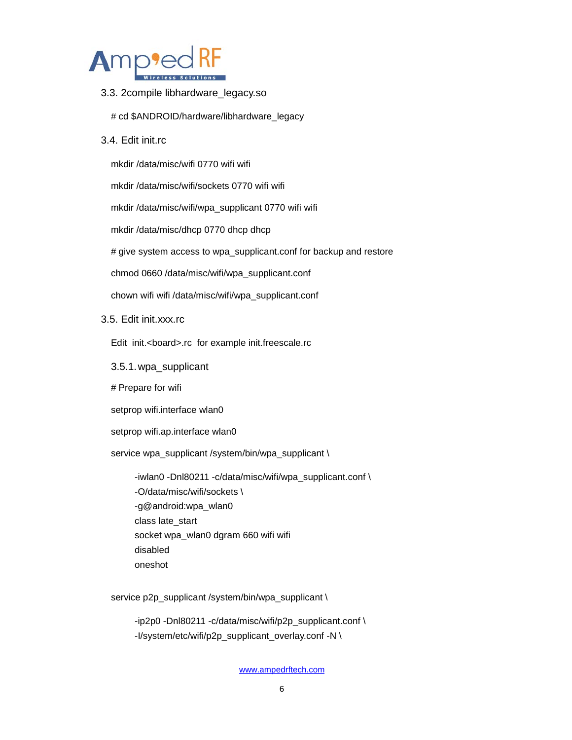### 3.3. 2compile libhardware_legacy.so

```
# cd $ANDROID/hardware/libhardware_legacy
```

### 3.4. Edit init.rc

```
mkdir /data/misc/wifi 0770 wifi wifi

mkdir /data/misc/wifi/sockets 0770 wifi wifi

mkdir /data/misc/wifi/wpa_supplicant 0770 wifi wifi

mkdir /data/misc/dhcp 0770 dhcp dhcp

# give system access to wpa_supplicant.conf for backup and restore

chmod 0660 /data/misc/wifi/wpa_supplicant.conf

chown wifi wifi /data/misc/wifi/wpa_supplicant.conf
```

### 3.5. Edit init.xxx.rc

Edit init.<board>.rc for example init.freescale.rc

#### 3.5.1. wpa_supplicant

```
# Prepare for wifi

setprop wifi.interface wlan0

setprop wifi.ap.interface wlan0

service wpa_supplicant /system/bin/wpa_supplicant \
        -iwlan0 -Dnl80211 -c/data/misc/wifi/wpa_supplicant.conf \
        -O/data/misc/wifi/sockets \
        -g@android:wpa_wlan0
        class late_start
        socket wpa_wlan0 dgram 660 wifi wifi
        disabled
        oneshot

service p2p_supplicant /system/bin/wpa_supplicant \
        -ip2p0 -Dnl80211 -c/data/misc/wifi/p2p_supplicant.conf \
        -I/system/etc/wifi/p2p_supplicant_overlay.conf -N \
```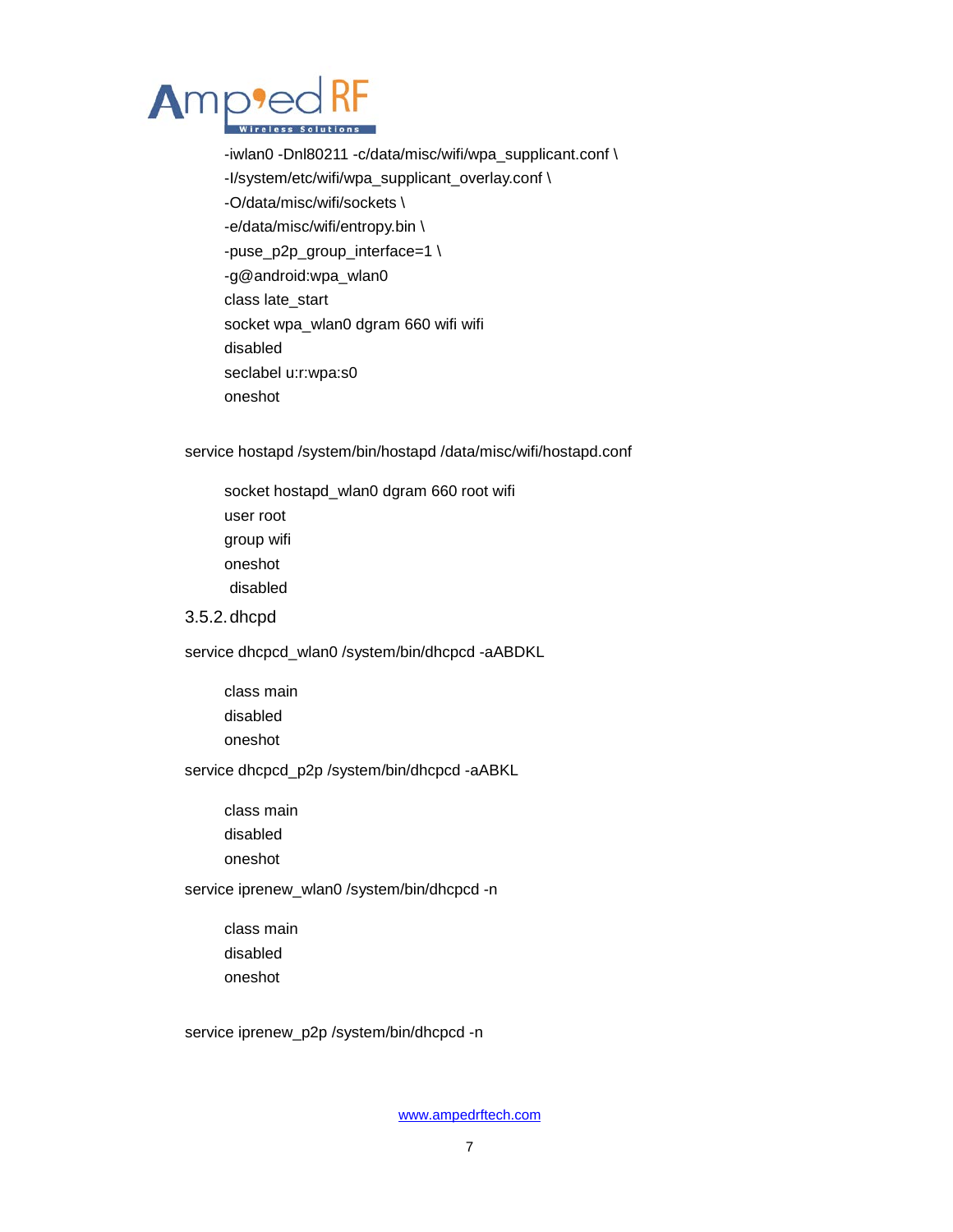```
-iwlan0 -Dnl80211 -c/data/misc/wifi/wpa_supplicant.conf \
-I/system/etc/wifi/wpa_supplicant_overlay.conf \
-O/data/misc/wifi/sockets \
-e/data/misc/wifi/entropy.bin \
-puse_p2p_group_interface=1 \
-g@android:wpa_wlan0
class late_start
socket wpa_wlan0 dgram 660 wifi wifi
disabled
seclabel u:r:wpa:s0
oneshot
```

```
service hostapd /system/bin/hostapd /data/misc/wifi/hostapd.conf

    socket hostapd_wlan0 dgram 660 root wifi
    user root
    group wifi
    oneshot
     disabled
```

### 3.5.2. dhcpd

```
service dhcpcd_wlan0 /system/bin/dhcpcd -aABDKL

    class main
    disabled
    oneshot

service dhcpcd_p2p /system/bin/dhcpcd -aABKL

    class main
    disabled
    oneshot

service iprenew_wlan0 /system/bin/dhcpcd -n

    class main
    disabled
    oneshot

service iprenew_p2p /system/bin/dhcpcd -n
```

www.ampedrftech.com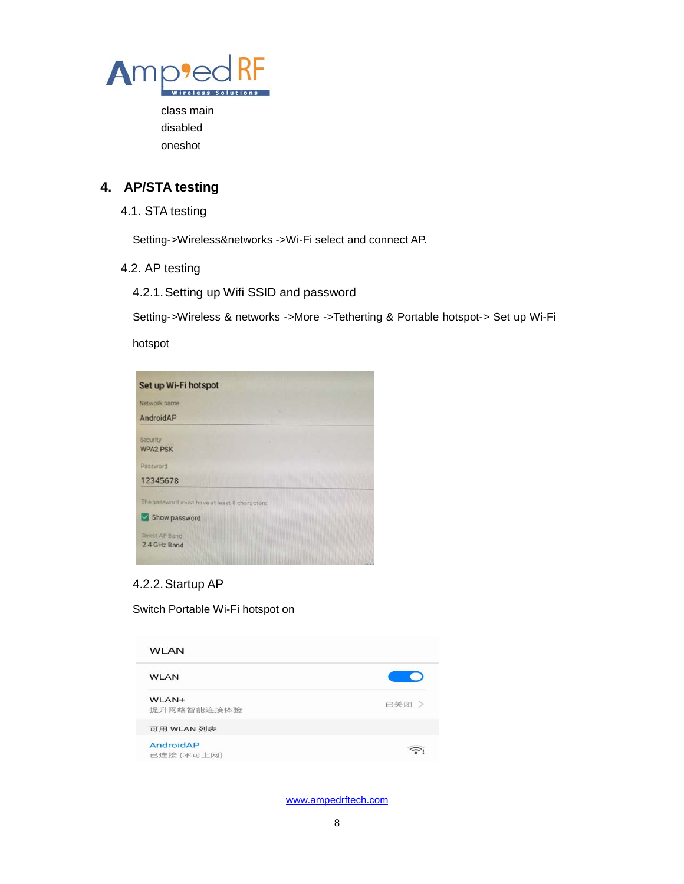class main
disabled
oneshot

# 4. AP/STA testing

## 4.1. STA testing

Setting->Wireless&networks ->Wi-Fi select and connect AP.

## 4.2. AP testing

### 4.2.1. Setting up Wifi SSID and password

Setting->Wireless & networks ->More ->Tetherting & Portable hotspot-> Set up Wi-Fi hotspot

### 4.2.2. Startup AP

Switch Portable Wi-Fi hotspot on

www.ampedrftech.com